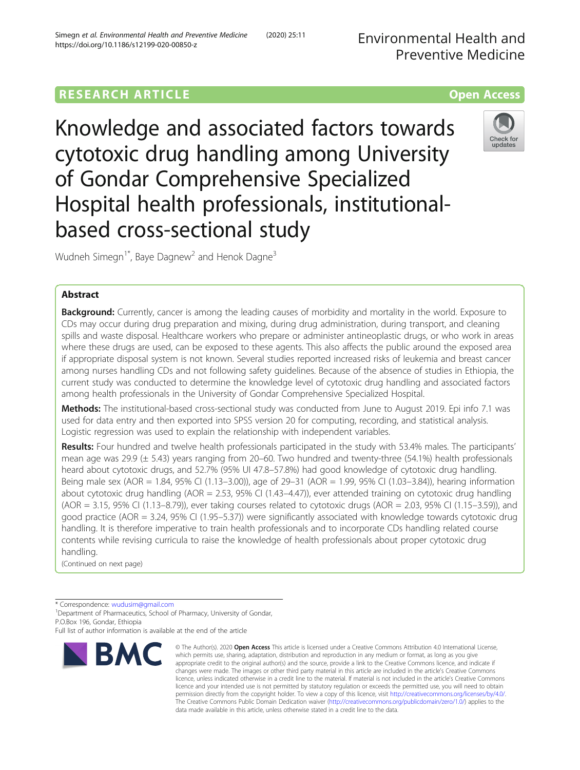RESEARCH ARTICLE

Open Access

# Knowledge and associated factors towards cytotoxic drug handling among University of Gondar Comprehensive Specialized Hospital health professionals, institutional-based cross-sectional study

Wudneh Simegn[1*], Baye Dagnew[2] and Henok Dagne[3]

## Abstract

**Background:** Currently, cancer is among the leading causes of morbidity and mortality in the world. Exposure to CDs may occur during drug preparation and mixing, during drug administration, during transport, and cleaning spills and waste disposal. Healthcare workers who prepare or administer antineoplastic drugs, or who work in areas where these drugs are used, can be exposed to these agents. This also affects the public around the exposed area if appropriate disposal system is not known. Several studies reported increased risks of leukemia and breast cancer among nurses handling CDs and not following safety guidelines. Because of the absence of studies in Ethiopia, the current study was conducted to determine the knowledge level of cytotoxic drug handling and associated factors among health professionals in the University of Gondar Comprehensive Specialized Hospital.

**Methods:** The institutional-based cross-sectional study was conducted from June to August 2019. Epi info 7.1 was used for data entry and then exported into SPSS version 20 for computing, recording, and statistical analysis. Logistic regression was used to explain the relationship with independent variables.

**Results:** Four hundred and twelve health professionals participated in the study with 53.4% males. The participants' mean age was 29.9 (± 5.43) years ranging from 20–60. Two hundred and twenty-three (54.1%) health professionals heard about cytotoxic drugs, and 52.7% (95% UI 47.8–57.8%) had good knowledge of cytotoxic drug handling. Being male sex (AOR = 1.84, 95% CI (1.13–3.00)), age of 29–31 (AOR = 1.99, 95% CI (1.03–3.84)), hearing information about cytotoxic drug handling (AOR = 2.53, 95% CI (1.43–4.47)), ever attended training on cytotoxic drug handling (AOR = 3.15, 95% CI (1.13–8.79)), ever taking courses related to cytotoxic drugs (AOR = 2.03, 95% CI (1.15–3.59)), and good practice (AOR = 3.24, 95% CI (1.95–5.37)) were significantly associated with knowledge towards cytotoxic drug handling. It is therefore imperative to train health professionals and to incorporate CDs handling related course contents while revising curricula to raise the knowledge of health professionals about proper cytotoxic drug handling.

(Continued on next page)

* Correspondence: wudusim@gmail.com
[1]Department of Pharmaceutics, School of Pharmacy, University of Gondar, P.O.Box 196, Gondar, Ethiopia
Full list of author information is available at the end of the article

© The Author(s). 2020 **Open Access** This article is licensed under a Creative Commons Attribution 4.0 International License, which permits use, sharing, adaptation, distribution and reproduction in any medium or format, as long as you give appropriate credit to the original author(s) and the source, provide a link to the Creative Commons licence, and indicate if changes were made. The images or other third party material in this article are included in the article's Creative Commons licence, unless indicated otherwise in a credit line to the material. If material is not included in the article's Creative Commons licence and your intended use is not permitted by statutory regulation or exceeds the permitted use, you will need to obtain permission directly from the copyright holder. To view a copy of this licence, visit http://creativecommons.org/licenses/by/4.0/. The Creative Commons Public Domain Dedication waiver (http://creativecommons.org/publicdomain/zero/1.0/) applies to the data made available in this article, unless otherwise stated in a credit line to the data.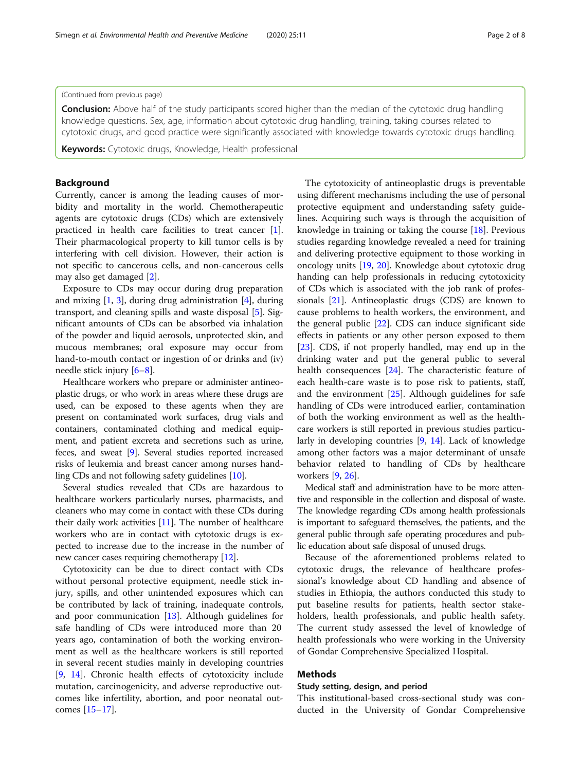(Continued from previous page)

**Conclusion:** Above half of the study participants scored higher than the median of the cytotoxic drug handling knowledge questions. Sex, age, information about cytotoxic drug handling, training, taking courses related to cytotoxic drugs, and good practice were significantly associated with knowledge towards cytotoxic drugs handling.

**Keywords:** Cytotoxic drugs, Knowledge, Health professional

## Background

Currently, cancer is among the leading causes of morbidity and mortality in the world. Chemotherapeutic agents are cytotoxic drugs (CDs) which are extensively practiced in health care facilities to treat cancer [1]. Their pharmacological property to kill tumor cells is by interfering with cell division. However, their action is not specific to cancerous cells, and non-cancerous cells may also get damaged [2].

Exposure to CDs may occur during drug preparation and mixing [1, 3], during drug administration [4], during transport, and cleaning spills and waste disposal [5]. Significant amounts of CDs can be absorbed via inhalation of the powder and liquid aerosols, unprotected skin, and mucous membranes; oral exposure may occur from hand-to-mouth contact or ingestion of or drinks and (iv) needle stick injury [6–8].

Healthcare workers who prepare or administer antineoplastic drugs, or who work in areas where these drugs are used, can be exposed to these agents when they are present on contaminated work surfaces, drug vials and containers, contaminated clothing and medical equipment, and patient excreta and secretions such as urine, feces, and sweat [9]. Several studies reported increased risks of leukemia and breast cancer among nurses handling CDs and not following safety guidelines [10].

Several studies revealed that CDs are hazardous to healthcare workers particularly nurses, pharmacists, and cleaners who may come in contact with these CDs during their daily work activities [11]. The number of healthcare workers who are in contact with cytotoxic drugs is expected to increase due to the increase in the number of new cancer cases requiring chemotherapy [12].

Cytotoxicity can be due to direct contact with CDs without personal protective equipment, needle stick injury, spills, and other unintended exposures which can be contributed by lack of training, inadequate controls, and poor communication [13]. Although guidelines for safe handling of CDs were introduced more than 20 years ago, contamination of both the working environment as well as the healthcare workers is still reported in several recent studies mainly in developing countries [9, 14]. Chronic health effects of cytotoxicity include mutation, carcinogenicity, and adverse reproductive outcomes like infertility, abortion, and poor neonatal outcomes [15–17].

The cytotoxicity of antineoplastic drugs is preventable using different mechanisms including the use of personal protective equipment and understanding safety guidelines. Acquiring such ways is through the acquisition of knowledge in training or taking the course [18]. Previous studies regarding knowledge revealed a need for training and delivering protective equipment to those working in oncology units [19, 20]. Knowledge about cytotoxic drug handing can help professionals in reducing cytotoxicity of CDs which is associated with the job rank of professionals [21]. Antineoplastic drugs (CDS) are known to cause problems to health workers, the environment, and the general public [22]. CDS can induce significant side effects in patients or any other person exposed to them [23]. CDS, if not properly handled, may end up in the drinking water and put the general public to several health consequences [24]. The characteristic feature of each health-care waste is to pose risk to patients, staff, and the environment [25]. Although guidelines for safe handling of CDs were introduced earlier, contamination of both the working environment as well as the healthcare workers is still reported in previous studies particularly in developing countries [9, 14]. Lack of knowledge among other factors was a major determinant of unsafe behavior related to handling of CDs by healthcare workers [9, 26].

Medical staff and administration have to be more attentive and responsible in the collection and disposal of waste. The knowledge regarding CDs among health professionals is important to safeguard themselves, the patients, and the general public through safe operating procedures and public education about safe disposal of unused drugs.

Because of the aforementioned problems related to cytotoxic drugs, the relevance of healthcare professional's knowledge about CD handling and absence of studies in Ethiopia, the authors conducted this study to put baseline results for patients, health sector stakeholders, health professionals, and public health safety. The current study assessed the level of knowledge of health professionals who were working in the University of Gondar Comprehensive Specialized Hospital.

## Methods

### Study setting, design, and period

This institutional-based cross-sectional study was conducted in the University of Gondar Comprehensive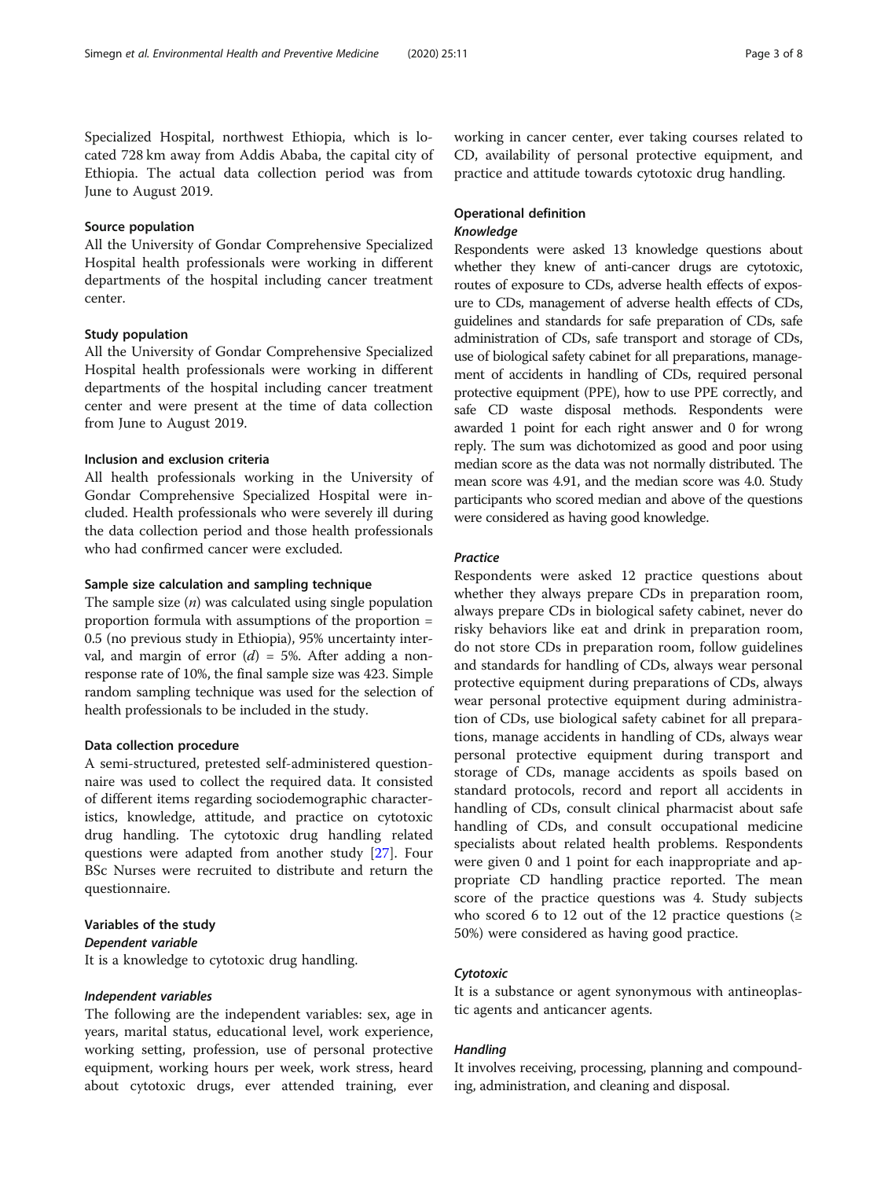Specialized Hospital, northwest Ethiopia, which is located 728 km away from Addis Ababa, the capital city of Ethiopia. The actual data collection period was from June to August 2019.

### Source population

All the University of Gondar Comprehensive Specialized Hospital health professionals were working in different departments of the hospital including cancer treatment center.

### Study population

All the University of Gondar Comprehensive Specialized Hospital health professionals were working in different departments of the hospital including cancer treatment center and were present at the time of data collection from June to August 2019.

### Inclusion and exclusion criteria

All health professionals working in the University of Gondar Comprehensive Specialized Hospital were included. Health professionals who were severely ill during the data collection period and those health professionals who had confirmed cancer were excluded.

### Sample size calculation and sampling technique

The sample size ($n$) was calculated using single population proportion formula with assumptions of the proportion = 0.5 (no previous study in Ethiopia), 95% uncertainty interval, and margin of error ($d$) = 5%. After adding a non-response rate of 10%, the final sample size was 423. Simple random sampling technique was used for the selection of health professionals to be included in the study.

### Data collection procedure

A semi-structured, pretested self-administered questionnaire was used to collect the required data. It consisted of different items regarding sociodemographic characteristics, knowledge, attitude, and practice on cytotoxic drug handling. The cytotoxic drug handling related questions were adapted from another study [27]. Four BSc Nurses were recruited to distribute and return the questionnaire.

### Variables of the study

#### *Dependent variable*

It is a knowledge to cytotoxic drug handling.

#### *Independent variables*

The following are the independent variables: sex, age in years, marital status, educational level, work experience, working setting, profession, use of personal protective equipment, working hours per week, work stress, heard about cytotoxic drugs, ever attended training, ever working in cancer center, ever taking courses related to CD, availability of personal protective equipment, and practice and attitude towards cytotoxic drug handling.

### Operational definition

#### *Knowledge*

Respondents were asked 13 knowledge questions about whether they knew of anti-cancer drugs are cytotoxic, routes of exposure to CDs, adverse health effects of exposure to CDs, management of adverse health effects of CDs, guidelines and standards for safe preparation of CDs, safe administration of CDs, safe transport and storage of CDs, use of biological safety cabinet for all preparations, management of accidents in handling of CDs, required personal protective equipment (PPE), how to use PPE correctly, and safe CD waste disposal methods. Respondents were awarded 1 point for each right answer and 0 for wrong reply. The sum was dichotomized as good and poor using median score as the data was not normally distributed. The mean score was 4.91, and the median score was 4.0. Study participants who scored median and above of the questions were considered as having good knowledge.

#### *Practice*

Respondents were asked 12 practice questions about whether they always prepare CDs in preparation room, always prepare CDs in biological safety cabinet, never do risky behaviors like eat and drink in preparation room, do not store CDs in preparation room, follow guidelines and standards for handling of CDs, always wear personal protective equipment during preparations of CDs, always wear personal protective equipment during administration of CDs, use biological safety cabinet for all preparations, manage accidents in handling of CDs, always wear personal protective equipment during transport and storage of CDs, manage accidents as spoils based on standard protocols, record and report all accidents in handling of CDs, consult clinical pharmacist about safe handling of CDs, and consult occupational medicine specialists about related health problems. Respondents were given 0 and 1 point for each inappropriate and appropriate CD handling practice reported. The mean score of the practice questions was 4. Study subjects who scored 6 to 12 out of the 12 practice questions ($\geq$ 50%) were considered as having good practice.

#### *Cytotoxic*

It is a substance or agent synonymous with antineoplastic agents and anticancer agents.

#### *Handling*

It involves receiving, processing, planning and compounding, administration, and cleaning and disposal.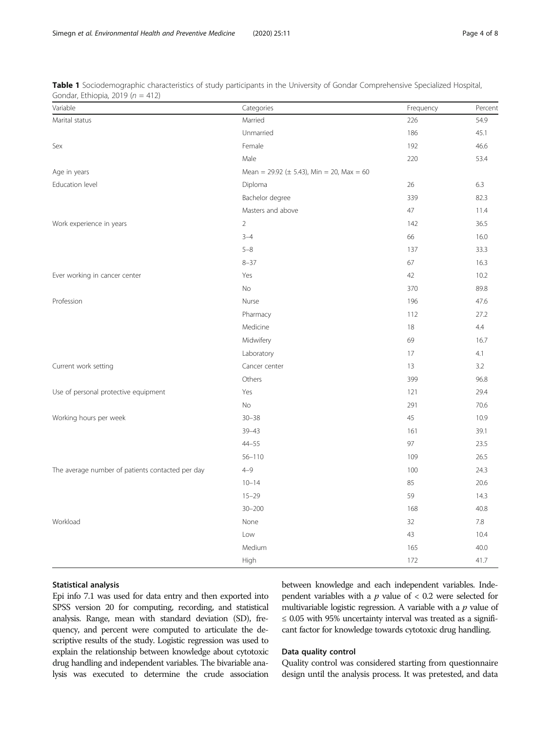**Table 1** Sociodemographic characteristics of study participants in the University of Gondar Comprehensive Specialized Hospital, Gondar, Ethiopia, 2019 ($n$ = 412)

| Variable | Categories | Frequency | Percent |
|---|---|---|---|
| Marital status | Married | 226 | 54.9 |
| | Unmarried | 186 | 45.1 |
| Sex | Female | 192 | 46.6 |
| | Male | 220 | 53.4 |
| Age in years | Mean = 29.92 (± 5.43), Min = 20, Max = 60 | | |
| Education level | Diploma | 26 | 6.3 |
| | Bachelor degree | 339 | 82.3 |
| | Masters and above | 47 | 11.4 |
| Work experience in years | 2 | 142 | 36.5 |
| | 3–4 | 66 | 16.0 |
| | 5–8 | 137 | 33.3 |
| | 8–37 | 67 | 16.3 |
| Ever working in cancer center | Yes | 42 | 10.2 |
| | No | 370 | 89.8 |
| Profession | Nurse | 196 | 47.6 |
| | Pharmacy | 112 | 27.2 |
| | Medicine | 18 | 4.4 |
| | Midwifery | 69 | 16.7 |
| | Laboratory | 17 | 4.1 |
| Current work setting | Cancer center | 13 | 3.2 |
| | Others | 399 | 96.8 |
| Use of personal protective equipment | Yes | 121 | 29.4 |
| | No | 291 | 70.6 |
| Working hours per week | 30–38 | 45 | 10.9 |
| | 39–43 | 161 | 39.1 |
| | 44–55 | 97 | 23.5 |
| | 56–110 | 109 | 26.5 |
| The average number of patients contacted per day | 4–9 | 100 | 24.3 |
| | 10–14 | 85 | 20.6 |
| | 15–29 | 59 | 14.3 |
| | 30–200 | 168 | 40.8 |
| Workload | None | 32 | 7.8 |
| | Low | 43 | 10.4 |
| | Medium | 165 | 40.0 |
| | High | 172 | 41.7 |

### Statistical analysis

Epi info 7.1 was used for data entry and then exported into SPSS version 20 for computing, recording, and statistical analysis. Range, mean with standard deviation (SD), frequency, and percent were computed to articulate the descriptive results of the study. Logistic regression was used to explain the relationship between knowledge about cytotoxic drug handling and independent variables. The bivariable analysis was executed to determine the crude association between knowledge and each independent variables. Independent variables with a $p$ value of $< 0.2$ were selected for multivariable logistic regression. A variable with a $p$ value of $\leq 0.05$ with 95% uncertainty interval was treated as a significant factor for knowledge towards cytotoxic drug handling.

### Data quality control

Quality control was considered starting from questionnaire design until the analysis process. It was pretested, and data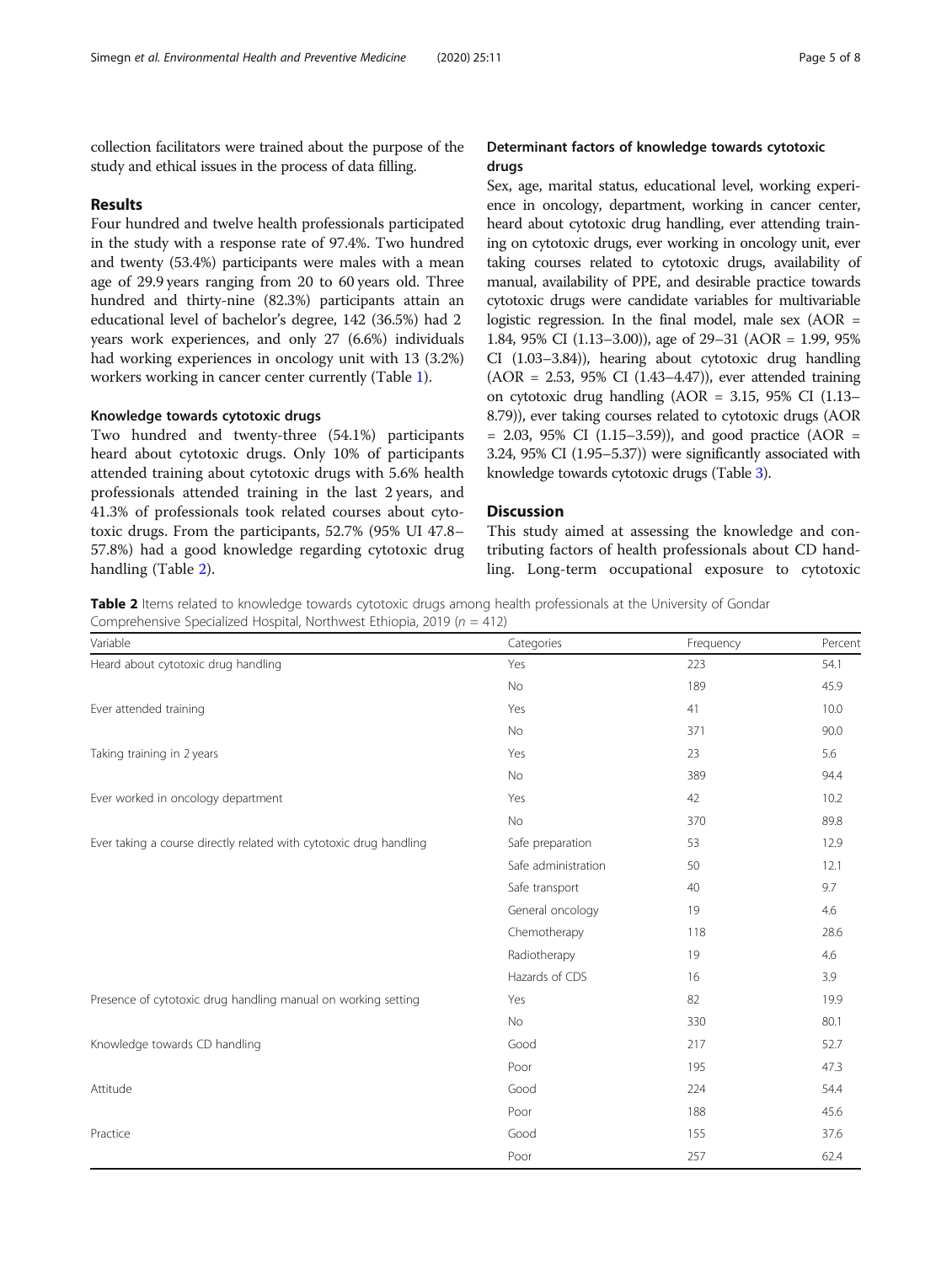collection facilitators were trained about the purpose of the study and ethical issues in the process of data filling.

## Results

Four hundred and twelve health professionals participated in the study with a response rate of 97.4%. Two hundred and twenty (53.4%) participants were males with a mean age of 29.9 years ranging from 20 to 60 years old. Three hundred and thirty-nine (82.3%) participants attain an educational level of bachelor's degree, 142 (36.5%) had 2 years work experiences, and only 27 (6.6%) individuals had working experiences in oncology unit with 13 (3.2%) workers working in cancer center currently (Table 1).

### Knowledge towards cytotoxic drugs

Two hundred and twenty-three (54.1%) participants heard about cytotoxic drugs. Only 10% of participants attended training about cytotoxic drugs with 5.6% health professionals attended training in the last 2 years, and 41.3% of professionals took related courses about cytotoxic drugs. From the participants, 52.7% (95% UI 47.8–57.8%) had a good knowledge regarding cytotoxic drug handling (Table 2).

### Determinant factors of knowledge towards cytotoxic drugs

Sex, age, marital status, educational level, working experience in oncology, department, working in cancer center, heard about cytotoxic drug handling, ever attending training on cytotoxic drugs, ever working in oncology unit, ever taking courses related to cytotoxic drugs, availability of manual, availability of PPE, and desirable practice towards cytotoxic drugs were candidate variables for multivariable logistic regression. In the final model, male sex (AOR = 1.84, 95% CI (1.13–3.00)), age of 29–31 (AOR = 1.99, 95% CI (1.03–3.84)), hearing about cytotoxic drug handling (AOR = 2.53, 95% CI (1.43–4.47)), ever attended training on cytotoxic drug handling (AOR = 3.15, 95% CI (1.13–8.79)), ever taking courses related to cytotoxic drugs (AOR = 2.03, 95% CI (1.15–3.59)), and good practice (AOR = 3.24, 95% CI (1.95–5.37)) were significantly associated with knowledge towards cytotoxic drugs (Table 3).

## Discussion

This study aimed at assessing the knowledge and contributing factors of health professionals about CD handling. Long-term occupational exposure to cytotoxic

**Table 2** Items related to knowledge towards cytotoxic drugs among health professionals at the University of Gondar Comprehensive Specialized Hospital, Northwest Ethiopia, 2019 ($n$ = 412)

| Variable | Categories | Frequency | Percent |
|---|---|---|---|
| Heard about cytotoxic drug handling | Yes | 223 | 54.1 |
| | No | 189 | 45.9 |
| Ever attended training | Yes | 41 | 10.0 |
| | No | 371 | 90.0 |
| Taking training in 2 years | Yes | 23 | 5.6 |
| | No | 389 | 94.4 |
| Ever worked in oncology department | Yes | 42 | 10.2 |
| | No | 370 | 89.8 |
| Ever taking a course directly related with cytotoxic drug handling | Safe preparation | 53 | 12.9 |
| | Safe administration | 50 | 12.1 |
| | Safe transport | 40 | 9.7 |
| | General oncology | 19 | 4.6 |
| | Chemotherapy | 118 | 28.6 |
| | Radiotherapy | 19 | 4.6 |
| | Hazards of CDS | 16 | 3.9 |
| Presence of cytotoxic drug handling manual on working setting | Yes | 82 | 19.9 |
| | No | 330 | 80.1 |
| Knowledge towards CD handling | Good | 217 | 52.7 |
| | Poor | 195 | 47.3 |
| Attitude | Good | 224 | 54.4 |
| | Poor | 188 | 45.6 |
| Practice | Good | 155 | 37.6 |
| | Poor | 257 | 62.4 |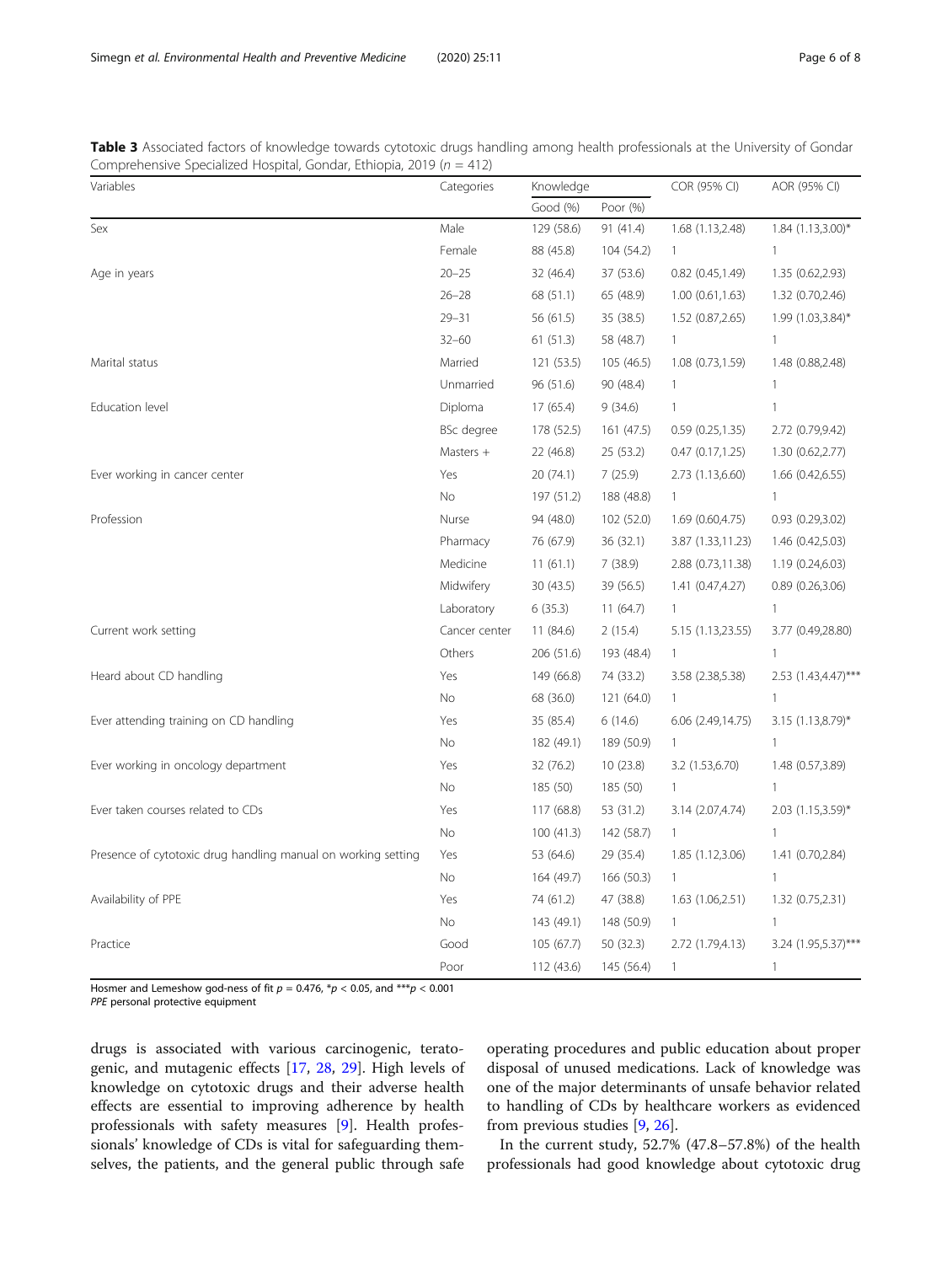**Table 3** Associated factors of knowledge towards cytotoxic drugs handling among health professionals at the University of Gondar Comprehensive Specialized Hospital, Gondar, Ethiopia, 2019 ($n = 412$)

| Variables | Categories | Knowledge | | COR (95% CI) | AOR (95% CI) |
|---|---|---|---|---|---|
| | | Good (%) | Poor (%) | | |
| Sex | Male | 129 (58.6) | 91 (41.4) | 1.68 (1.13,2.48) | 1.84 (1.13,3.00)* |
| | Female | 88 (45.8) | 104 (54.2) | 1 | 1 |
| Age in years | 20–25 | 32 (46.4) | 37 (53.6) | 0.82 (0.45,1.49) | 1.35 (0.62,2.93) |
| | 26–28 | 68 (51.1) | 65 (48.9) | 1.00 (0.61,1.63) | 1.32 (0.70,2.46) |
| | 29–31 | 56 (61.5) | 35 (38.5) | 1.52 (0.87,2.65) | 1.99 (1.03,3.84)* |
| | 32–60 | 61 (51.3) | 58 (48.7) | 1 | 1 |
| Marital status | Married | 121 (53.5) | 105 (46.5) | 1.08 (0.73,1.59) | 1.48 (0.88,2.48) |
| | Unmarried | 96 (51.6) | 90 (48.4) | 1 | 1 |
| Education level | Diploma | 17 (65.4) | 9 (34.6) | 1 | 1 |
| | BSc degree | 178 (52.5) | 161 (47.5) | 0.59 (0.25,1.35) | 2.72 (0.79,9.42) |
| | Masters + | 22 (46.8) | 25 (53.2) | 0.47 (0.17,1.25) | 1.30 (0.62,2.77) |
| Ever working in cancer center | Yes | 20 (74.1) | 7 (25.9) | 2.73 (1.13,6.60) | 1.66 (0.42,6.55) |
| | No | 197 (51.2) | 188 (48.8) | 1 | 1 |
| Profession | Nurse | 94 (48.0) | 102 (52.0) | 1.69 (0.60,4.75) | 0.93 (0.29,3.02) |
| | Pharmacy | 76 (67.9) | 36 (32.1) | 3.87 (1.33,11.23) | 1.46 (0.42,5.03) |
| | Medicine | 11 (61.1) | 7 (38.9) | 2.88 (0.73,11.38) | 1.19 (0.24,6.03) |
| | Midwifery | 30 (43.5) | 39 (56.5) | 1.41 (0.47,4.27) | 0.89 (0.26,3.06) |
| | Laboratory | 6 (35.3) | 11 (64.7) | 1 | 1 |
| Current work setting | Cancer center | 11 (84.6) | 2 (15.4) | 5.15 (1.13,23.55) | 3.77 (0.49,28.80) |
| | Others | 206 (51.6) | 193 (48.4) | 1 | 1 |
| Heard about CD handling | Yes | 149 (66.8) | 74 (33.2) | 3.58 (2.38,5.38) | 2.53 (1.43,4.47)*** |
| | No | 68 (36.0) | 121 (64.0) | 1 | 1 |
| Ever attending training on CD handling | Yes | 35 (85.4) | 6 (14.6) | 6.06 (2.49,14.75) | 3.15 (1.13,8.79)* |
| | No | 182 (49.1) | 189 (50.9) | 1 | 1 |
| Ever working in oncology department | Yes | 32 (76.2) | 10 (23.8) | 3.2 (1.53,6.70) | 1.48 (0.57,3.89) |
| | No | 185 (50) | 185 (50) | 1 | 1 |
| Ever taken courses related to CDs | Yes | 117 (68.8) | 53 (31.2) | 3.14 (2.07,4.74) | 2.03 (1.15,3.59)* |
| | No | 100 (41.3) | 142 (58.7) | 1 | 1 |
| Presence of cytotoxic drug handling manual on working setting | Yes | 53 (64.6) | 29 (35.4) | 1.85 (1.12,3.06) | 1.41 (0.70,2.84) |
| | No | 164 (49.7) | 166 (50.3) | 1 | 1 |
| Availability of PPE | Yes | 74 (61.2) | 47 (38.8) | 1.63 (1.06,2.51) | 1.32 (0.75,2.31) |
| | No | 143 (49.1) | 148 (50.9) | 1 | 1 |
| Practice | Good | 105 (67.7) | 50 (32.3) | 2.72 (1.79,4.13) | 3.24 (1.95,5.37)*** |
| | Poor | 112 (43.6) | 145 (56.4) | 1 | 1 |

Hosmer and Lemeshow god-ness of fit $p = 0.476$, *$p < 0.05$, and ***$p < 0.001$
*PPE* personal protective equipment

drugs is associated with various carcinogenic, teratogenic, and mutagenic effects [17, 28, 29]. High levels of knowledge on cytotoxic drugs and their adverse health effects are essential to improving adherence by health professionals with safety measures [9]. Health professionals' knowledge of CDs is vital for safeguarding themselves, the patients, and the general public through safe operating procedures and public education about proper disposal of unused medications. Lack of knowledge was one of the major determinants of unsafe behavior related to handling of CDs by healthcare workers as evidenced from previous studies [9, 26].

In the current study, 52.7% (47.8–57.8%) of the health professionals had good knowledge about cytotoxic drug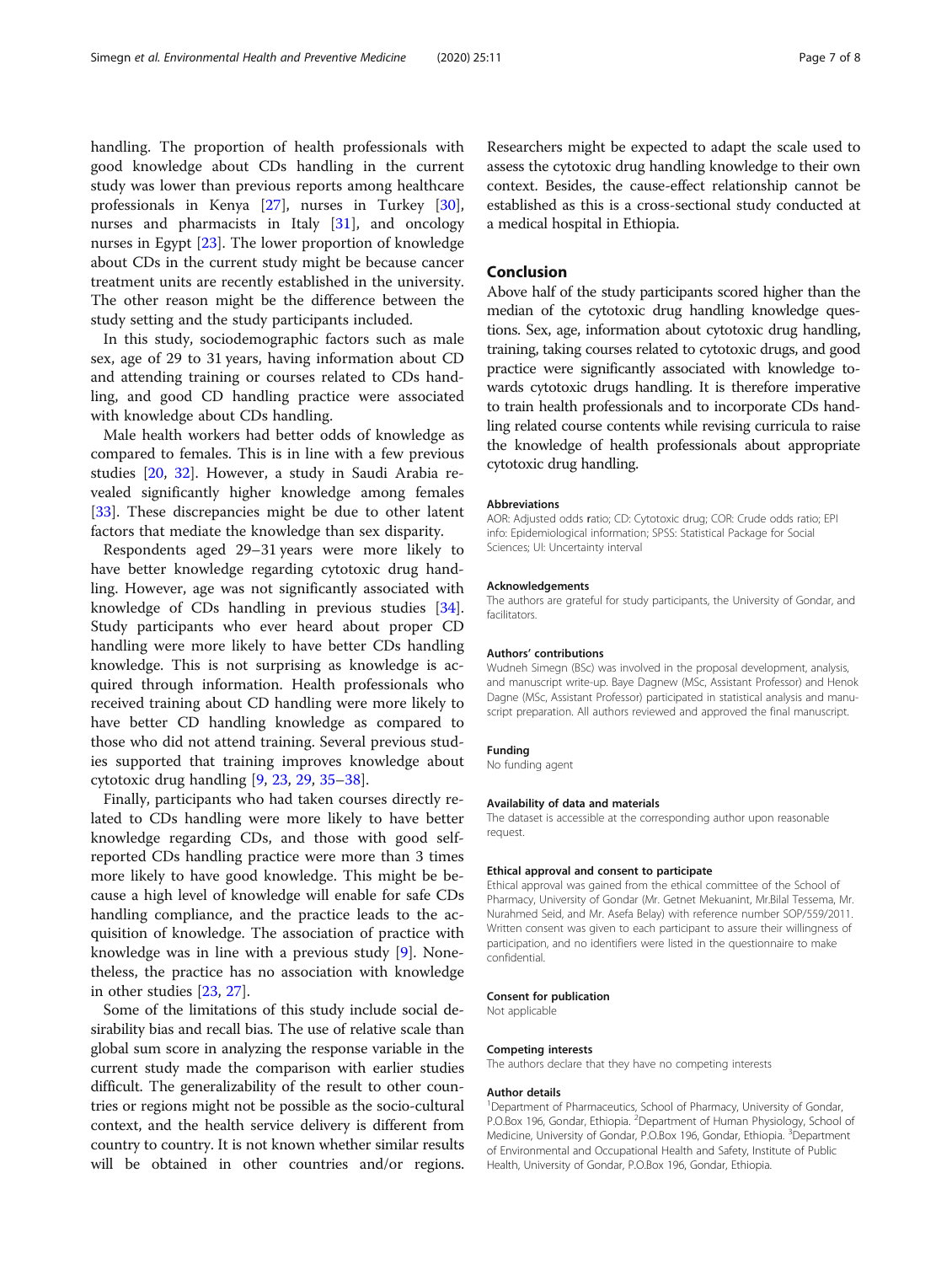handling. The proportion of health professionals with good knowledge about CDs handling in the current study was lower than previous reports among healthcare professionals in Kenya [27], nurses in Turkey [30], nurses and pharmacists in Italy [31], and oncology nurses in Egypt [23]. The lower proportion of knowledge about CDs in the current study might be because cancer treatment units are recently established in the university. The other reason might be the difference between the study setting and the study participants included.

In this study, sociodemographic factors such as male sex, age of 29 to 31 years, having information about CD and attending training or courses related to CDs handling, and good CD handling practice were associated with knowledge about CDs handling.

Male health workers had better odds of knowledge as compared to females. This is in line with a few previous studies [20, 32]. However, a study in Saudi Arabia revealed significantly higher knowledge among females [33]. These discrepancies might be due to other latent factors that mediate the knowledge than sex disparity.

Respondents aged 29–31 years were more likely to have better knowledge regarding cytotoxic drug handling. However, age was not significantly associated with knowledge of CDs handling in previous studies [34]. Study participants who ever heard about proper CD handling were more likely to have better CDs handling knowledge. This is not surprising as knowledge is acquired through information. Health professionals who received training about CD handling were more likely to have better CD handling knowledge as compared to those who did not attend training. Several previous studies supported that training improves knowledge about cytotoxic drug handling [9, 23, 29, 35–38].

Finally, participants who had taken courses directly related to CDs handling were more likely to have better knowledge regarding CDs, and those with good self-reported CDs handling practice were more than 3 times more likely to have good knowledge. This might be because a high level of knowledge will enable for safe CDs handling compliance, and the practice leads to the acquisition of knowledge. The association of practice with knowledge was in line with a previous study [9]. Nonetheless, the practice has no association with knowledge in other studies [23, 27].

Some of the limitations of this study include social desirability bias and recall bias. The use of relative scale than global sum score in analyzing the response variable in the current study made the comparison with earlier studies difficult. The generalizability of the result to other countries or regions might not be possible as the socio-cultural context, and the health service delivery is different from country to country. It is not known whether similar results will be obtained in other countries and/or regions. Researchers might be expected to adapt the scale used to assess the cytotoxic drug handling knowledge to their own context. Besides, the cause-effect relationship cannot be established as this is a cross-sectional study conducted at a medical hospital in Ethiopia.

## Conclusion

Above half of the study participants scored higher than the median of the cytotoxic drug handling knowledge questions. Sex, age, information about cytotoxic drug handling, training, taking courses related to cytotoxic drugs, and good practice were significantly associated with knowledge towards cytotoxic drugs handling. It is therefore imperative to train health professionals and to incorporate CDs handling related course contents while revising curricula to raise the knowledge of health professionals about appropriate cytotoxic drug handling.

#### Abbreviations

AOR: Adjusted odds ratio; CD: Cytotoxic drug; COR: Crude odds ratio; EPI info: Epidemiological information; SPSS: Statistical Package for Social Sciences; UI: Uncertainty interval

#### Acknowledgements

The authors are grateful for study participants, the University of Gondar, and facilitators.

#### Authors' contributions

Wudneh Simegn (BSc) was involved in the proposal development, analysis, and manuscript write-up. Baye Dagnew (MSc, Assistant Professor) and Henok Dagne (MSc, Assistant Professor) participated in statistical analysis and manuscript preparation. All authors reviewed and approved the final manuscript.

#### Funding

No funding agent

#### Availability of data and materials

The dataset is accessible at the corresponding author upon reasonable request.

#### Ethical approval and consent to participate

Ethical approval was gained from the ethical committee of the School of Pharmacy, University of Gondar (Mr. Getnet Mekuanint, Mr.Bilal Tessema, Mr. Nurahmed Seid, and Mr. Asefa Belay) with reference number SOP/559/2011. Written consent was given to each participant to assure their willingness of participation, and no identifiers were listed in the questionnaire to make confidential.

#### Consent for publication

Not applicable

#### Competing interests

The authors declare that they have no competing interests

#### Author details

[1]Department of Pharmaceutics, School of Pharmacy, University of Gondar, P.O.Box 196, Gondar, Ethiopia. [2]Department of Human Physiology, School of Medicine, University of Gondar, P.O.Box 196, Gondar, Ethiopia. [3]Department of Environmental and Occupational Health and Safety, Institute of Public Health, University of Gondar, P.O.Box 196, Gondar, Ethiopia.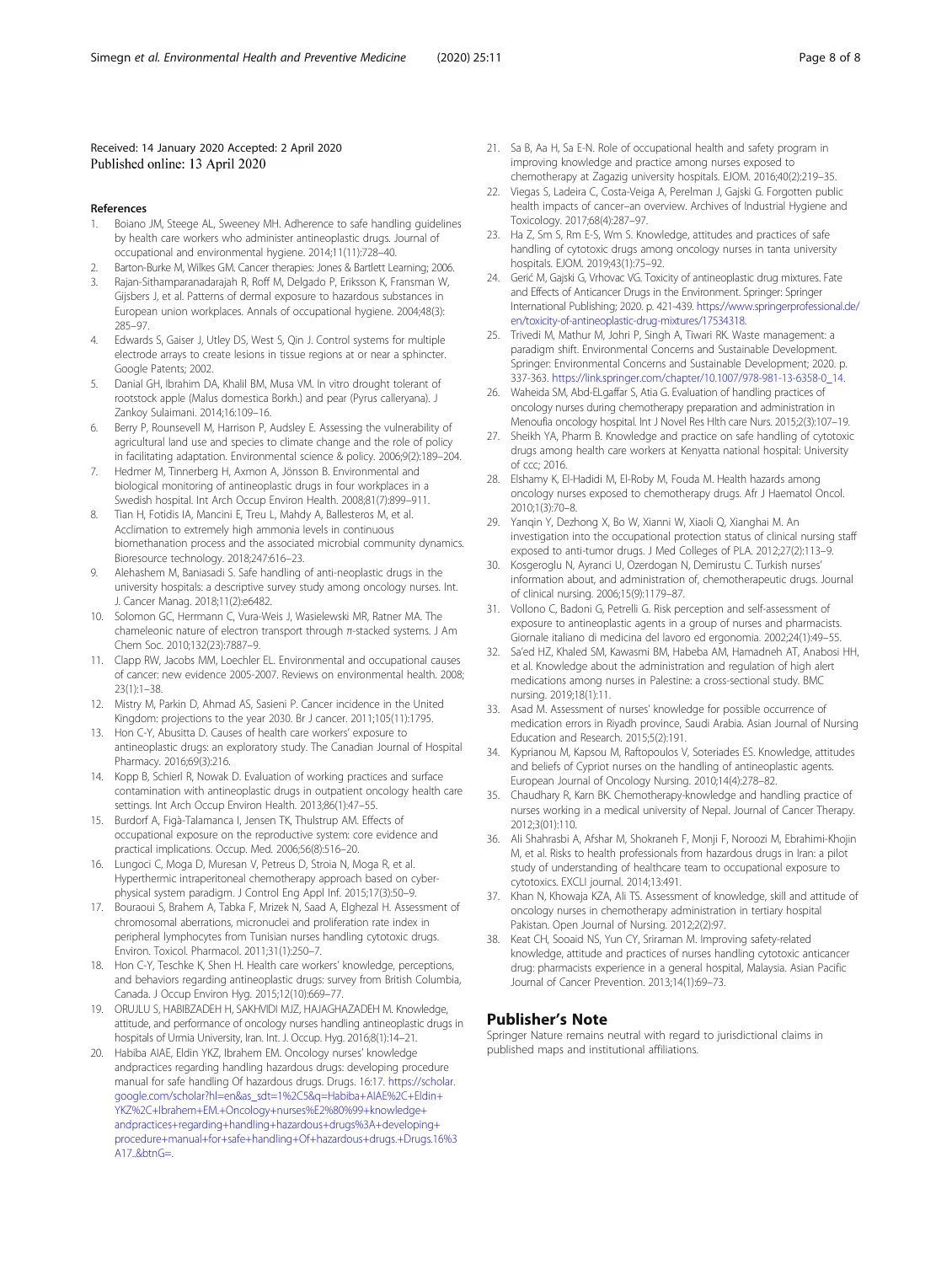Received: 14 January 2020 Accepted: 2 April 2020
Published online: 13 April 2020

#### References

1. Boiano JM, Steege AL, Sweeney MH. Adherence to safe handling guidelines by health care workers who administer antineoplastic drugs. Journal of occupational and environmental hygiene. 2014;11(11):728–40.
2. Barton-Burke M, Wilkes GM. Cancer therapies: Jones & Bartlett Learning; 2006.
3. Rajan-Sithamparanadarajah R, Roff M, Delgado P, Eriksson K, Fransman W, Gijsbers J, et al. Patterns of dermal exposure to hazardous substances in European union workplaces. Annals of occupational hygiene. 2004;48(3): 285–97.
4. Edwards S, Gaiser J, Utley DS, West S, Qin J. Control systems for multiple electrode arrays to create lesions in tissue regions at or near a sphincter. Google Patents; 2002.
5. Danial GH, Ibrahim DA, Khalil BM, Musa VM. In vitro drought tolerant of rootstock apple (Malus domestica Borkh.) and pear (Pyrus calleryana). J Zankoy Sulaimani. 2014;16:109–16.
6. Berry P, Rounsevell M, Harrison P, Audsley E. Assessing the vulnerability of agricultural land use and species to climate change and the role of policy in facilitating adaptation. Environmental science & policy. 2006;9(2):189–204.
7. Hedmer M, Tinnerberg H, Axmon A, Jönsson B. Environmental and biological monitoring of antineoplastic drugs in four workplaces in a Swedish hospital. Int Arch Occup Environ Health. 2008;81(7):899–911.
8. Tian H, Fotidis IA, Mancini E, Treu L, Mahdy A, Ballesteros M, et al. Acclimation to extremely high ammonia levels in continuous biomethanation process and the associated microbial community dynamics. Bioresource technology. 2018;247:616–23.
9. Alehashem M, Baniasadi S. Safe handling of anti-neoplastic drugs in the university hospitals: a descriptive survey study among oncology nurses. Int. J. Cancer Manag. 2018;11(2):e6482.
10. Solomon GC, Herrmann C, Vura-Weis J, Wasielewski MR, Ratner MA. The chameleonic nature of electron transport through π-stacked systems. J Am Chem Soc. 2010;132(23):7887–9.
11. Clapp RW, Jacobs MM, Loechler EL. Environmental and occupational causes of cancer: new evidence 2005-2007. Reviews on environmental health. 2008; 23(1):1–38.
12. Mistry M, Parkin D, Ahmad AS, Sasieni P. Cancer incidence in the United Kingdom: projections to the year 2030. Br J cancer. 2011;105(11):1795.
13. Hon C-Y, Abusitta D. Causes of health care workers' exposure to antineoplastic drugs: an exploratory study. The Canadian Journal of Hospital Pharmacy. 2016;69(3):216.
14. Kopp B, Schierl R, Nowak D. Evaluation of working practices and surface contamination with antineoplastic drugs in outpatient oncology health care settings. Int Arch Occup Environ Health. 2013;86(1):47–55.
15. Burdorf A, Figà-Talamanca I, Jensen TK, Thulstrup AM. Effects of occupational exposure on the reproductive system: core evidence and practical implications. Occup. Med. 2006;56(8):516–20.
16. Lungoci C, Moga D, Muresan V, Petreus D, Stroia N, Moga R, et al. Hyperthermic intraperitoneal chemotherapy approach based on cyber-physical system paradigm. J Control Eng Appl Inf. 2015;17(3):50–9.
17. Bouraoui S, Brahem A, Tabka F, Mrizek N, Saad A, Elghezal H. Assessment of chromosomal aberrations, micronuclei and proliferation rate index in peripheral lymphocytes from Tunisian nurses handling cytotoxic drugs. Environ. Toxicol. Pharmacol. 2011;31(1):250–7.
18. Hon C-Y, Teschke K, Shen H. Health care workers' knowledge, perceptions, and behaviors regarding antineoplastic drugs: survey from British Columbia, Canada. J Occup Environ Hyg. 2015;12(10):669–77.
19. ORUJLU S, HABIBZADEH H, SAKHVIDI MJZ, HAJAGHAZADEH M. Knowledge, attitude, and performance of oncology nurses handling antineoplastic drugs in hospitals of Urmia University, Iran. Int. J. Occup. Hyg. 2016;8(1):14–21.
20. Habiba AIAE, Eldin YKZ, Ibrahem EM. Oncology nurses' knowledge andpractices regarding handling hazardous drugs: developing procedure manual for safe handling Of hazardous drugs. Drugs. 16:17. https://scholar.google.com/scholar?hl=en&as_sdt=1%2C5&q=Habiba+AIAE%2C+Eldin+YKZ%2C+Ibrahem+EM.+Oncology+nurses%E2%80%99+knowledge+andpractices+regarding+handling+hazardous+drugs%3A+developing+procedure+manual+for+safe+handling+Of+hazardous+drugs.+Drugs.16%3A17.&btnG=.
21. Sa B, Aa H, Sa E-N. Role of occupational health and safety program in improving knowledge and practice among nurses exposed to chemotherapy at Zagazig university hospitals. EJOM. 2016;40(2):219–35.
22. Viegas S, Ladeira C, Costa-Veiga A, Perelman J, Gajski G. Forgotten public health impacts of cancer–an overview. Archives of Industrial Hygiene and Toxicology. 2017;68(4):287–97.
23. Ha Z, Sm S, Rm E-S, Wm S. Knowledge, attitudes and practices of safe handling of cytotoxic drugs among oncology nurses in tanta university hospitals. EJOM. 2019;43(1):75–92.
24. Gerić M, Gajski G, Vrhovac VG. Toxicity of antineoplastic drug mixtures. Fate and Effects of Anticancer Drugs in the Environment. Springer: Springer International Publishing; 2020. p. 421-439. https://www.springerprofessional.de/en/toxicity-of-antineoplastic-drug-mixtures/17534318.
25. Trivedi M, Mathur M, Johri P, Singh A, Tiwari RK. Waste management: a paradigm shift. Environmental Concerns and Sustainable Development. Springer: Environmental Concerns and Sustainable Development; 2020. p. 337-363. https://link.springer.com/chapter/10.1007/978-981-13-6358-0_14.
26. Waheida SM, Abd-ELgaffar S, Atia G. Evaluation of handling practices of oncology nurses during chemotherapy preparation and administration in Menoufia oncology hospital. Int J Novel Res Hlth care Nurs. 2015;2(3):107–19.
27. Sheikh YA, Pharm B. Knowledge and practice on safe handling of cytotoxic drugs among health care workers at Kenyatta national hospital: University of ccc; 2016.
28. Elshamy K, El-Hadidi M, El-Roby M, Fouda M. Health hazards among oncology nurses exposed to chemotherapy drugs. Afr J Haematol Oncol. 2010;1(3):70–8.
29. Yanqin Y, Dezhong X, Bo W, Xianni W, Xiaoli Q, Xianghai M. An investigation into the occupational protection status of clinical nursing staff exposed to anti-tumor drugs. J Med Colleges of PLA. 2012;27(2):113–9.
30. Kosgeroglu N, Ayranci U, Ozerdogan N, Demirustu C. Turkish nurses' information about, and administration of, chemotherapeutic drugs. Journal of clinical nursing. 2006;15(9):1179–87.
31. Vollono C, Badoni G, Petrelli G. Risk perception and self-assessment of exposure to antineoplastic agents in a group of nurses and pharmacists. Giornale italiano di medicina del lavoro ed ergonomia. 2002;24(1):49–55.
32. Sa'ed HZ, Khaled SM, Kawasmi BM, Habeba AM, Hamadneh AT, Anabosi HH, et al. Knowledge about the administration and regulation of high alert medications among nurses in Palestine: a cross-sectional study. BMC nursing. 2019;18(1):11.
33. Asad M. Assessment of nurses' knowledge for possible occurrence of medication errors in Riyadh province, Saudi Arabia. Asian Journal of Nursing Education and Research. 2015;5(2):191.
34. Kyprianou M, Kapsou M, Raftopoulos V, Soteriades ES. Knowledge, attitudes and beliefs of Cypriot nurses on the handling of antineoplastic agents. European Journal of Oncology Nursing. 2010;14(4):278–82.
35. Chaudhary R, Karn BK. Chemotherapy-knowledge and handling practice of nurses working in a medical university of Nepal. Journal of Cancer Therapy. 2012;3(01):110.
36. Ali Shahrasbi A, Afshar M, Shokraneh F, Monji F, Noroozi M, Ebrahimi-Khojin M, et al. Risks to health professionals from hazardous drugs in Iran: a pilot study of understanding of healthcare team to occupational exposure to cytotoxics. EXCLI journal. 2014;13:491.
37. Khan N, Khowaja KZA, Ali TS. Assessment of knowledge, skill and attitude of oncology nurses in chemotherapy administration in tertiary hospital Pakistan. Open Journal of Nursing. 2012;2(2):97.
38. Keat CH, Sooaid NS, Yun CY, Sriraman M. Improving safety-related knowledge, attitude and practices of nurses handling cytotoxic anticancer drug: pharmacists experience in a general hospital, Malaysia. Asian Pacific Journal of Cancer Prevention. 2013;14(1):69–73.

## Publisher's Note

Springer Nature remains neutral with regard to jurisdictional claims in published maps and institutional affiliations.